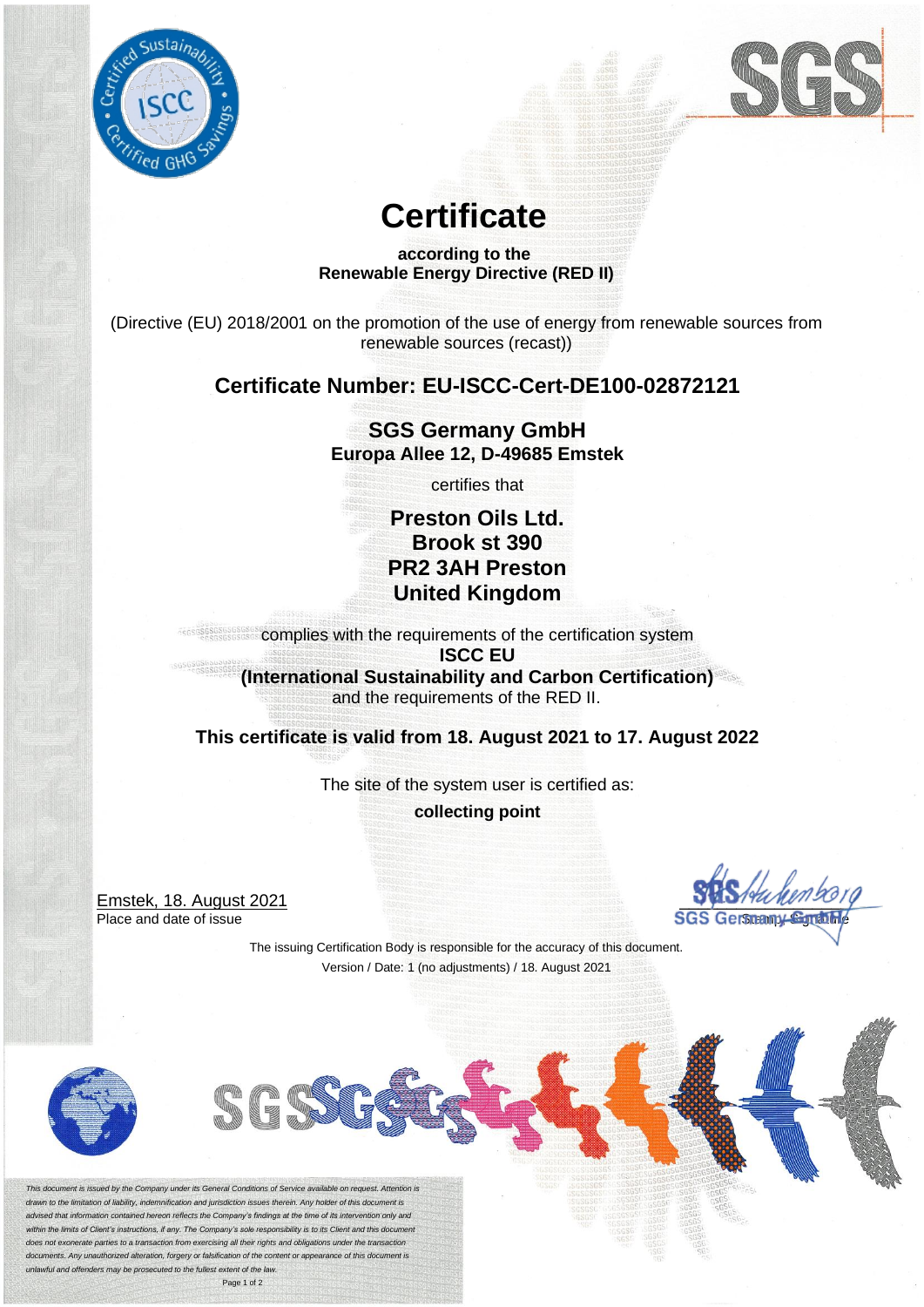# Certificate

**according to the**
**Renewable Energy Directive (RED II)**

(Directive (EU) 2018/2001 on the promotion of the use of energy from renewable sources from renewable sources (recast))

## Certificate Number: EU-ISCC-Cert-DE100-02872121

**SGS Germany GmbH**
**Europa Allee 12, D-49685 Emstek**

certifies that

**Preston Oils Ltd.**
**Brook st 390**
**PR2 3AH Preston**
**United Kingdom**

complies with the requirements of the certification system
**ISCC EU**
**(International Sustainability and Carbon Certification)**
and the requirements of the RED II.

**This certificate is valid from 18. August 2021 to 17. August 2022**

The site of the system user is certified as:
**collecting point**

Emstek, 18. August 2021
Place and date of issue

SGS Germany GmbH
Stamp, Signature

The issuing Certification Body is responsible for the accuracy of this document.
Version / Date: 1 (no adjustments) / 18. August 2021

*This document is issued by the Company under its General Conditions of Service available on request. Attention is drawn to the limitation of liability, indemnification and jurisdiction issues therein. Any holder of this document is advised that information contained hereon reflects the Company's findings at the time of its intervention only and within the limits of Client's instructions, if any. The Company's sole responsibility is to its Client and this document does not exonerate parties to a transaction from exercising all their rights and obligations under the transaction documents. Any unauthorized alteration, forgery or falsification of the content or appearance of this document is unlawful and offenders may be prosecuted to the fullest extent of the law.*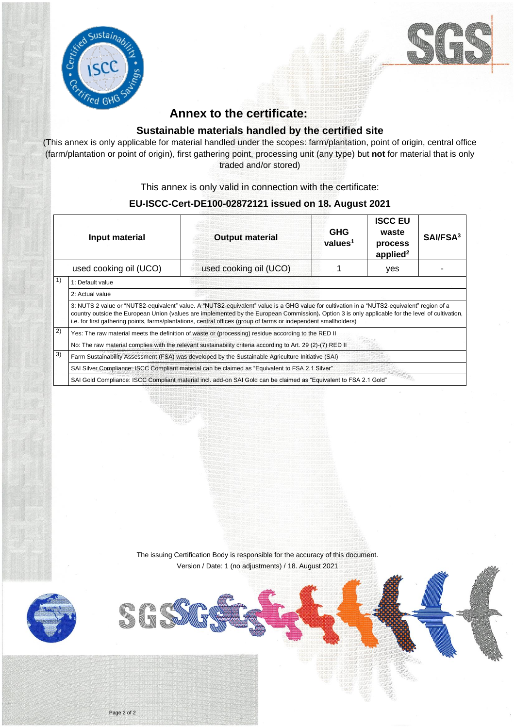# Annex to the certificate:

## Sustainable materials handled by the certified site

(This annex is only applicable for material handled under the scopes: farm/plantation, point of origin, central office (farm/plantation or point of origin), first gathering point, processing unit (any type) but **not** for material that is only traded and/or stored)

This annex is only valid in connection with the certificate:

**EU-ISCC-Cert-DE100-02872121 issued on 18. August 2021**

| Input material | Output material | GHG values[1] | ISCC EU waste process applied[2] | SAI/FSA[3] |
|---|---|---|---|---|
| used cooking oil (UCO) | used cooking oil (UCO) | 1 | yes | - |

| | |
|---|---|
| 1) | 1: Default value |
| | 2: Actual value |
| | 3: NUTS 2 value or "NUTS2-equivalent" value. A "NUTS2-equivalent" value is a GHG value for cultivation in a "NUTS2-equivalent" region of a country outside the European Union (values are implemented by the European Commission). Option 3 is only applicable for the level of cultivation, i.e. for first gathering points, farms/plantations, central offices (group of farms or independent smallholders) |
| 2) | Yes: The raw material meets the definition of waste or (processing) residue according to the RED II |
| | No: The raw material complies with the relevant sustainability criteria according to Art. 29 (2)-(7) RED II |
| 3) | Farm Sustainability Assessment (FSA) was developed by the Sustainable Agriculture Initiative (SAI) |
| | SAI Silver Compliance: ISCC Compliant material can be claimed as "Equivalent to FSA 2.1 Silver" |
| | SAI Gold Compliance: ISCC Compliant material incl. add-on SAI Gold can be claimed as "Equivalent to FSA 2.1 Gold" |

The issuing Certification Body is responsible for the accuracy of this document.
Version / Date: 1 (no adjustments) / 18. August 2021